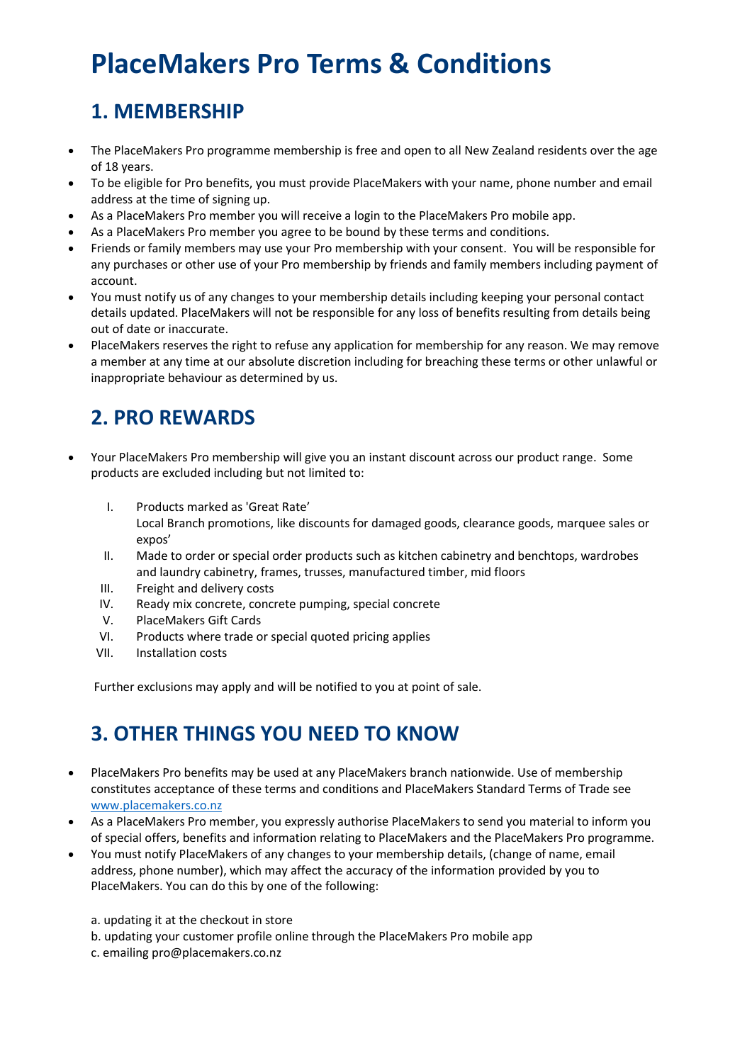# PlaceMakers Pro Terms & Conditions

## 1. MEMBERSHIP

- The PlaceMakers Pro programme membership is free and open to all New Zealand residents over the age of 18 years.
- To be eligible for Pro benefits, you must provide PlaceMakers with your name, phone number and email address at the time of signing up.
- As a PlaceMakers Pro member you will receive a login to the PlaceMakers Pro mobile app.
- As a PlaceMakers Pro member you agree to be bound by these terms and conditions.
- Friends or family members may use your Pro membership with your consent. You will be responsible for any purchases or other use of your Pro membership by friends and family members including payment of account.
- You must notify us of any changes to your membership details including keeping your personal contact details updated. PlaceMakers will not be responsible for any loss of benefits resulting from details being out of date or inaccurate.
- PlaceMakers reserves the right to refuse any application for membership for any reason. We may remove a member at any time at our absolute discretion including for breaching these terms or other unlawful or inappropriate behaviour as determined by us.

## 2. PRO REWARDS

- Your PlaceMakers Pro membership will give you an instant discount across our product range. Some products are excluded including but not limited to:

  I. Products marked as 'Great Rate'
  Local Branch promotions, like discounts for damaged goods, clearance goods, marquee sales or expos'
  II. Made to order or special order products such as kitchen cabinetry and benchtops, wardrobes and laundry cabinetry, frames, trusses, manufactured timber, mid floors
  III. Freight and delivery costs
  IV. Ready mix concrete, concrete pumping, special concrete
  V. PlaceMakers Gift Cards
  VI. Products where trade or special quoted pricing applies
  VII. Installation costs

  Further exclusions may apply and will be notified to you at point of sale.

## 3. OTHER THINGS YOU NEED TO KNOW

- PlaceMakers Pro benefits may be used at any PlaceMakers branch nationwide. Use of membership constitutes acceptance of these terms and conditions and PlaceMakers Standard Terms of Trade see [www.placemakers.co.nz](http://www.placemakers.co.nz)
- As a PlaceMakers Pro member, you expressly authorise PlaceMakers to send you material to inform you of special offers, benefits and information relating to PlaceMakers and the PlaceMakers Pro programme.
- You must notify PlaceMakers of any changes to your membership details, (change of name, email address, phone number), which may affect the accuracy of the information provided by you to PlaceMakers. You can do this by one of the following:

  a. updating it at the checkout in store
  b. updating your customer profile online through the PlaceMakers Pro mobile app
  c. emailing pro@placemakers.co.nz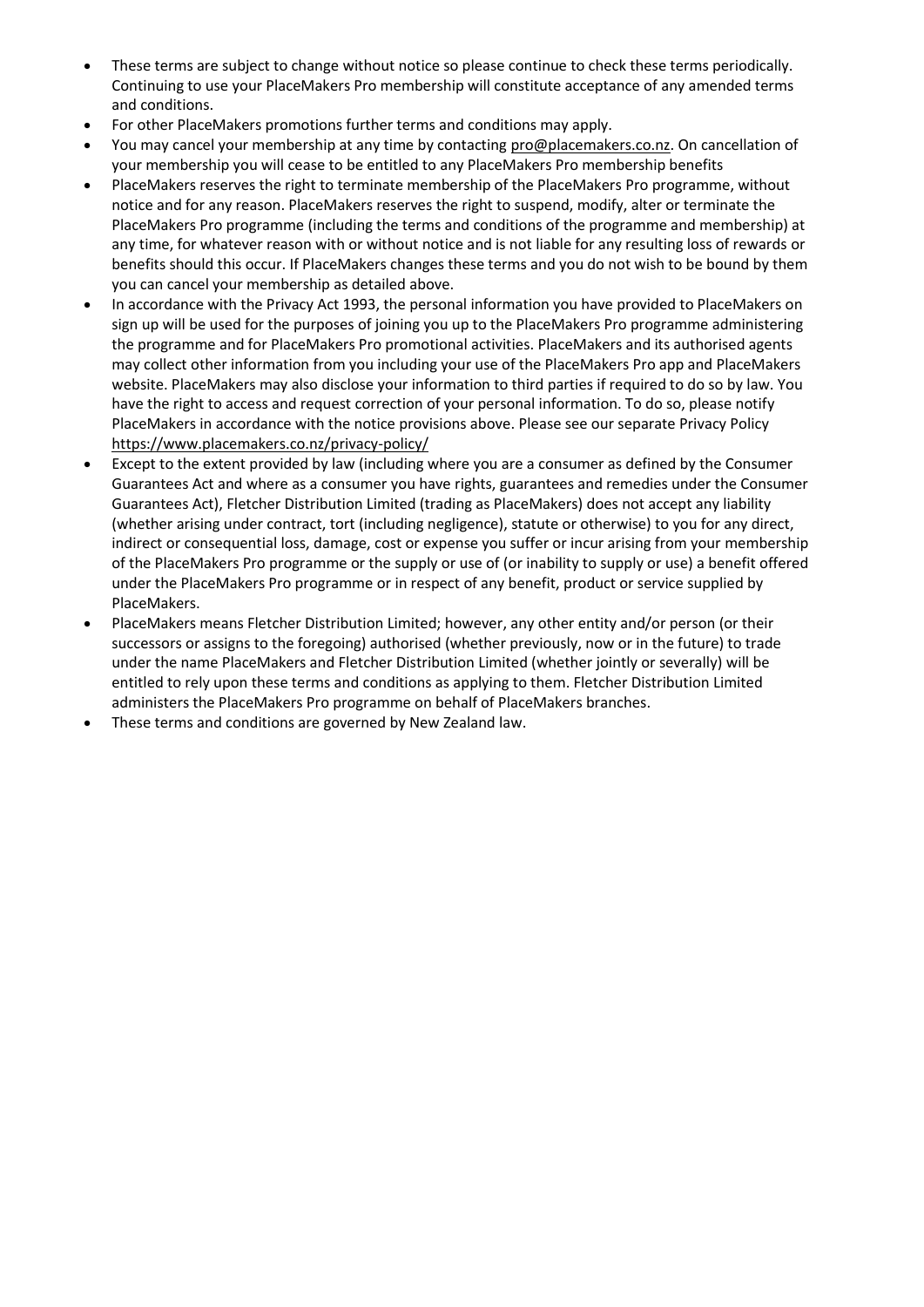- These terms are subject to change without notice so please continue to check these terms periodically. Continuing to use your PlaceMakers Pro membership will constitute acceptance of any amended terms and conditions.
- For other PlaceMakers promotions further terms and conditions may apply.
- You may cancel your membership at any time by contacting pro@placemakers.co.nz. On cancellation of your membership you will cease to be entitled to any PlaceMakers Pro membership benefits
- PlaceMakers reserves the right to terminate membership of the PlaceMakers Pro programme, without notice and for any reason. PlaceMakers reserves the right to suspend, modify, alter or terminate the PlaceMakers Pro programme (including the terms and conditions of the programme and membership) at any time, for whatever reason with or without notice and is not liable for any resulting loss of rewards or benefits should this occur. If PlaceMakers changes these terms and you do not wish to be bound by them you can cancel your membership as detailed above.
- In accordance with the Privacy Act 1993, the personal information you have provided to PlaceMakers on sign up will be used for the purposes of joining you up to the PlaceMakers Pro programme administering the programme and for PlaceMakers Pro promotional activities. PlaceMakers and its authorised agents may collect other information from you including your use of the PlaceMakers Pro app and PlaceMakers website. PlaceMakers may also disclose your information to third parties if required to do so by law. You have the right to access and request correction of your personal information. To do so, please notify PlaceMakers in accordance with the notice provisions above. Please see our separate Privacy Policy https://www.placemakers.co.nz/privacy-policy/
- Except to the extent provided by law (including where you are a consumer as defined by the Consumer Guarantees Act and where as a consumer you have rights, guarantees and remedies under the Consumer Guarantees Act), Fletcher Distribution Limited (trading as PlaceMakers) does not accept any liability (whether arising under contract, tort (including negligence), statute or otherwise) to you for any direct, indirect or consequential loss, damage, cost or expense you suffer or incur arising from your membership of the PlaceMakers Pro programme or the supply or use of (or inability to supply or use) a benefit offered under the PlaceMakers Pro programme or in respect of any benefit, product or service supplied by PlaceMakers.
- PlaceMakers means Fletcher Distribution Limited; however, any other entity and/or person (or their successors or assigns to the foregoing) authorised (whether previously, now or in the future) to trade under the name PlaceMakers and Fletcher Distribution Limited (whether jointly or severally) will be entitled to rely upon these terms and conditions as applying to them. Fletcher Distribution Limited administers the PlaceMakers Pro programme on behalf of PlaceMakers branches.
- These terms and conditions are governed by New Zealand law.